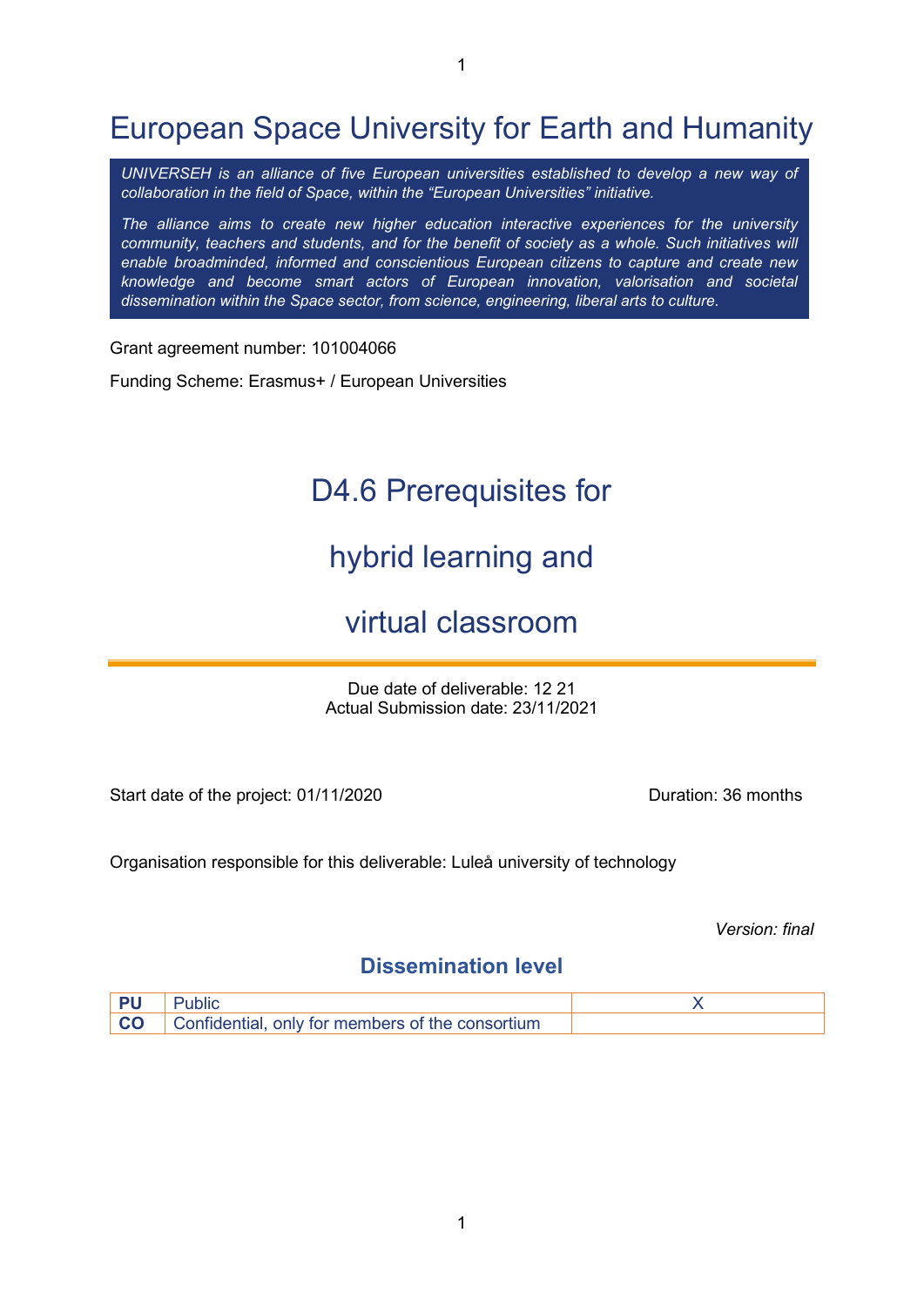# European Space University for Earth and Humanity

*UNIVERSEH is an alliance of five European universities established to develop a new way of collaboration in the field of Space, within the "European Universities" initiative.*

*The alliance aims to create new higher education interactive experiences for the university community, teachers and students, and for the benefit of society as a whole. Such initiatives will enable broadminded, informed and conscientious European citizens to capture and create new knowledge and become smart actors of European innovation, valorisation and societal dissemination within the Space sector, from science, engineering, liberal arts to culture.*

Grant agreement number: 101004066

Funding Scheme: Erasmus+ / European Universities

# D4.6 Prerequisites for hybrid learning and virtual classroom

Due date of deliverable: 12 21
Actual Submission date: 23/11/2021

Start date of the project: 01/11/2020 Duration: 36 months

Organisation responsible for this deliverable: Luleå university of technology

*Version: final*

## Dissemination level

| | | |
|---|---|---|
| **PU** | Public | X |
| **CO** | Confidential, only for members of the consortium | |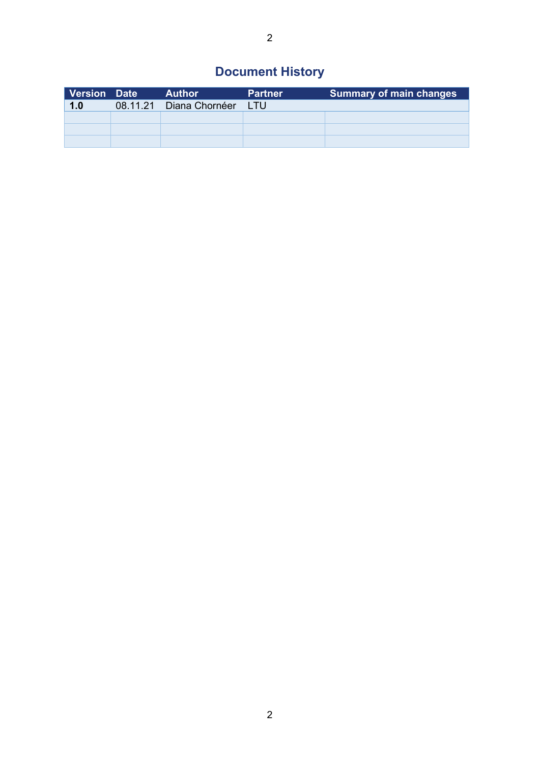# Document History

| Version | Date | Author | Partner | Summary of main changes |
|---|---|---|---|---|
| **1.0** | 08.11.21 | Diana Chornéer | LTU | |
| | | | | |
| | | | | |
| | | | | |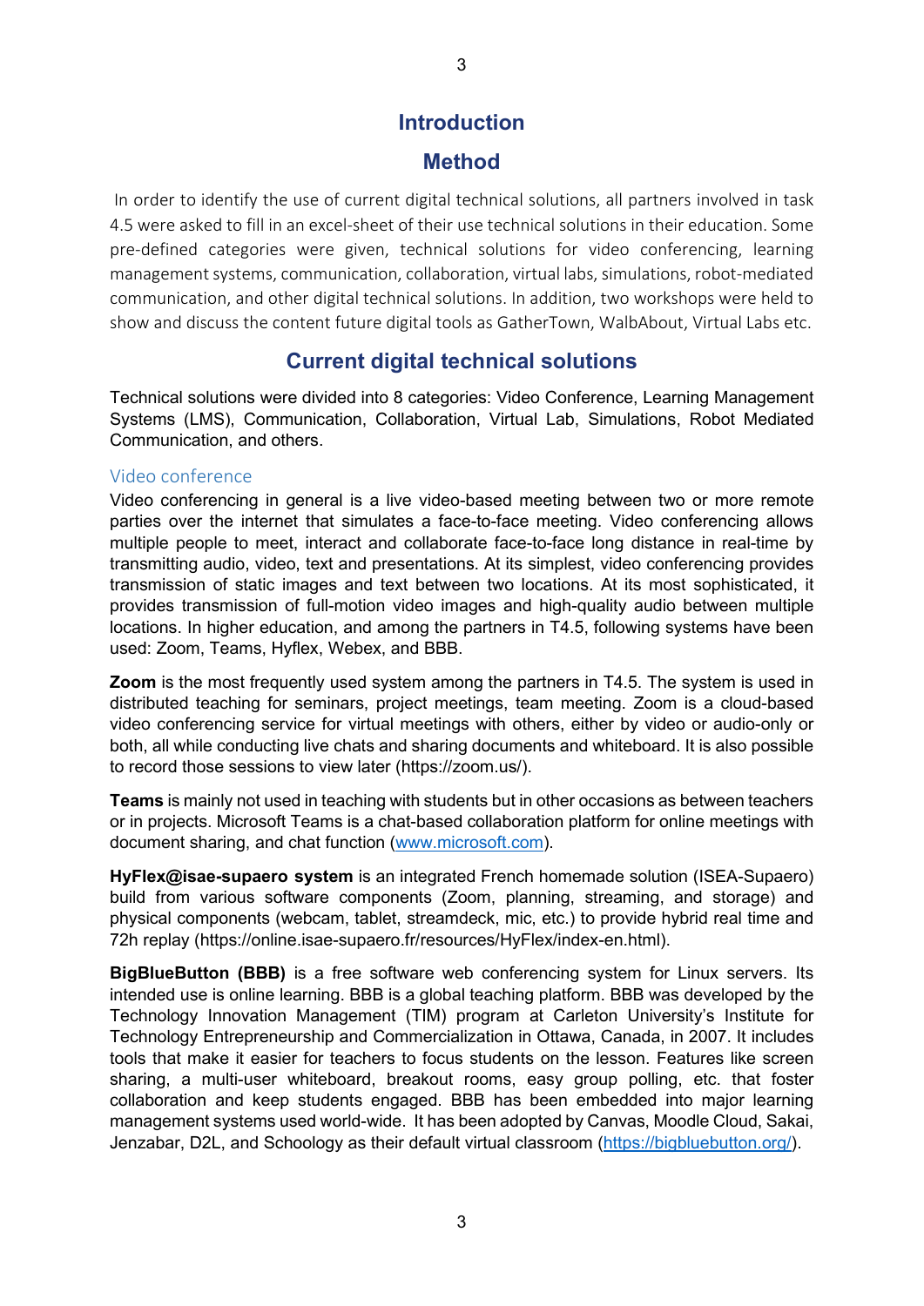# Introduction

# Method

In order to identify the use of current digital technical solutions, all partners involved in task 4.5 were asked to fill in an excel-sheet of their use technical solutions in their education. Some pre-defined categories were given, technical solutions for video conferencing, learning management systems, communication, collaboration, virtual labs, simulations, robot-mediated communication, and other digital technical solutions. In addition, two workshops were held to show and discuss the content future digital tools as GatherTown, WalbAbout, Virtual Labs etc.

## Current digital technical solutions

Technical solutions were divided into 8 categories: Video Conference, Learning Management Systems (LMS), Communication, Collaboration, Virtual Lab, Simulations, Robot Mediated Communication, and others.

### Video conference

Video conferencing in general is a live video-based meeting between two or more remote parties over the internet that simulates a face-to-face meeting. Video conferencing allows multiple people to meet, interact and collaborate face-to-face long distance in real-time by transmitting audio, video, text and presentations. At its simplest, video conferencing provides transmission of static images and text between two locations. At its most sophisticated, it provides transmission of full-motion video images and high-quality audio between multiple locations. In higher education, and among the partners in T4.5, following systems have been used: Zoom, Teams, Hyflex, Webex, and BBB.

**Zoom** is the most frequently used system among the partners in T4.5. The system is used in distributed teaching for seminars, project meetings, team meeting. Zoom is a cloud-based video conferencing service for virtual meetings with others, either by video or audio-only or both, all while conducting live chats and sharing documents and whiteboard. It is also possible to record those sessions to view later (https://zoom.us/).

**Teams** is mainly not used in teaching with students but in other occasions as between teachers or in projects. Microsoft Teams is a chat-based collaboration platform for online meetings with document sharing, and chat function (www.microsoft.com).

**HyFlex@isae-supaero system** is an integrated French homemade solution (ISEA-Supaero) build from various software components (Zoom, planning, streaming, and storage) and physical components (webcam, tablet, streamdeck, mic, etc.) to provide hybrid real time and 72h replay (https://online.isae-supaero.fr/resources/HyFlex/index-en.html).

**BigBlueButton (BBB)** is a free software web conferencing system for Linux servers. Its intended use is online learning. BBB is a global teaching platform. BBB was developed by the Technology Innovation Management (TIM) program at Carleton University's Institute for Technology Entrepreneurship and Commercialization in Ottawa, Canada, in 2007. It includes tools that make it easier for teachers to focus students on the lesson. Features like screen sharing, a multi-user whiteboard, breakout rooms, easy group polling, etc. that foster collaboration and keep students engaged. BBB has been embedded into major learning management systems used world-wide. It has been adopted by Canvas, Moodle Cloud, Sakai, Jenzabar, D2L, and Schoology as their default virtual classroom (https://bigbluebutton.org/).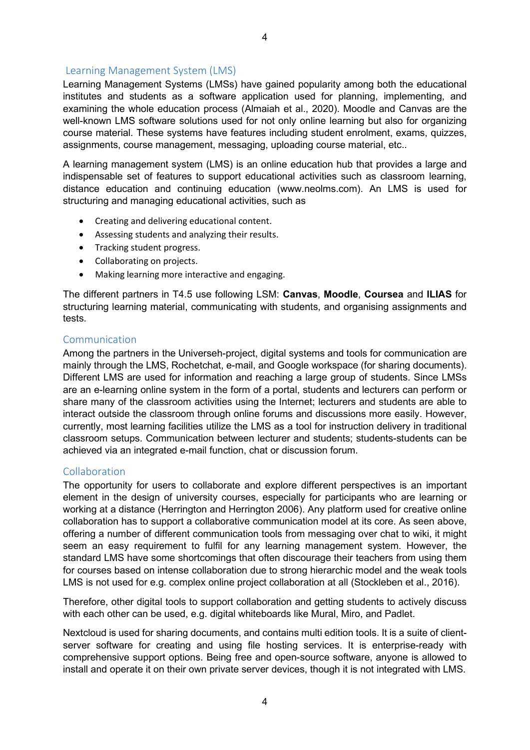## Learning Management System (LMS)

Learning Management Systems (LMSs) have gained popularity among both the educational institutes and students as a software application used for planning, implementing, and examining the whole education process (Almaiah et al., 2020). Moodle and Canvas are the well-known LMS software solutions used for not only online learning but also for organizing course material. These systems have features including student enrolment, exams, quizzes, assignments, course management, messaging, uploading course material, etc..

A learning management system (LMS) is an online education hub that provides a large and indispensable set of features to support educational activities such as classroom learning, distance education and continuing education (www.neolms.com). An LMS is used for structuring and managing educational activities, such as

- Creating and delivering educational content.
- Assessing students and analyzing their results.
- Tracking student progress.
- Collaborating on projects.
- Making learning more interactive and engaging.

The different partners in T4.5 use following LSM: **Canvas**, **Moodle**, **Coursea** and **ILIAS** for structuring learning material, communicating with students, and organising assignments and tests.

## Communication

Among the partners in the Universeh-project, digital systems and tools for communication are mainly through the LMS, Rochetchat, e-mail, and Google workspace (for sharing documents). Different LMS are used for information and reaching a large group of students. Since LMSs are an e-learning online system in the form of a portal, students and lecturers can perform or share many of the classroom activities using the Internet; lecturers and students are able to interact outside the classroom through online forums and discussions more easily. However, currently, most learning facilities utilize the LMS as a tool for instruction delivery in traditional classroom setups. Communication between lecturer and students; students-students can be achieved via an integrated e-mail function, chat or discussion forum.

## Collaboration

The opportunity for users to collaborate and explore different perspectives is an important element in the design of university courses, especially for participants who are learning or working at a distance (Herrington and Herrington 2006). Any platform used for creative online collaboration has to support a collaborative communication model at its core. As seen above, offering a number of different communication tools from messaging over chat to wiki, it might seem an easy requirement to fulfil for any learning management system. However, the standard LMS have some shortcomings that often discourage their teachers from using them for courses based on intense collaboration due to strong hierarchic model and the weak tools LMS is not used for e.g. complex online project collaboration at all (Stockleben et al., 2016).

Therefore, other digital tools to support collaboration and getting students to actively discuss with each other can be used, e.g. digital whiteboards like Mural, Miro, and Padlet.

Nextcloud is used for sharing documents, and contains multi edition tools. It is a suite of client-server software for creating and using file hosting services. It is enterprise-ready with comprehensive support options. Being free and open-source software, anyone is allowed to install and operate it on their own private server devices, though it is not integrated with LMS.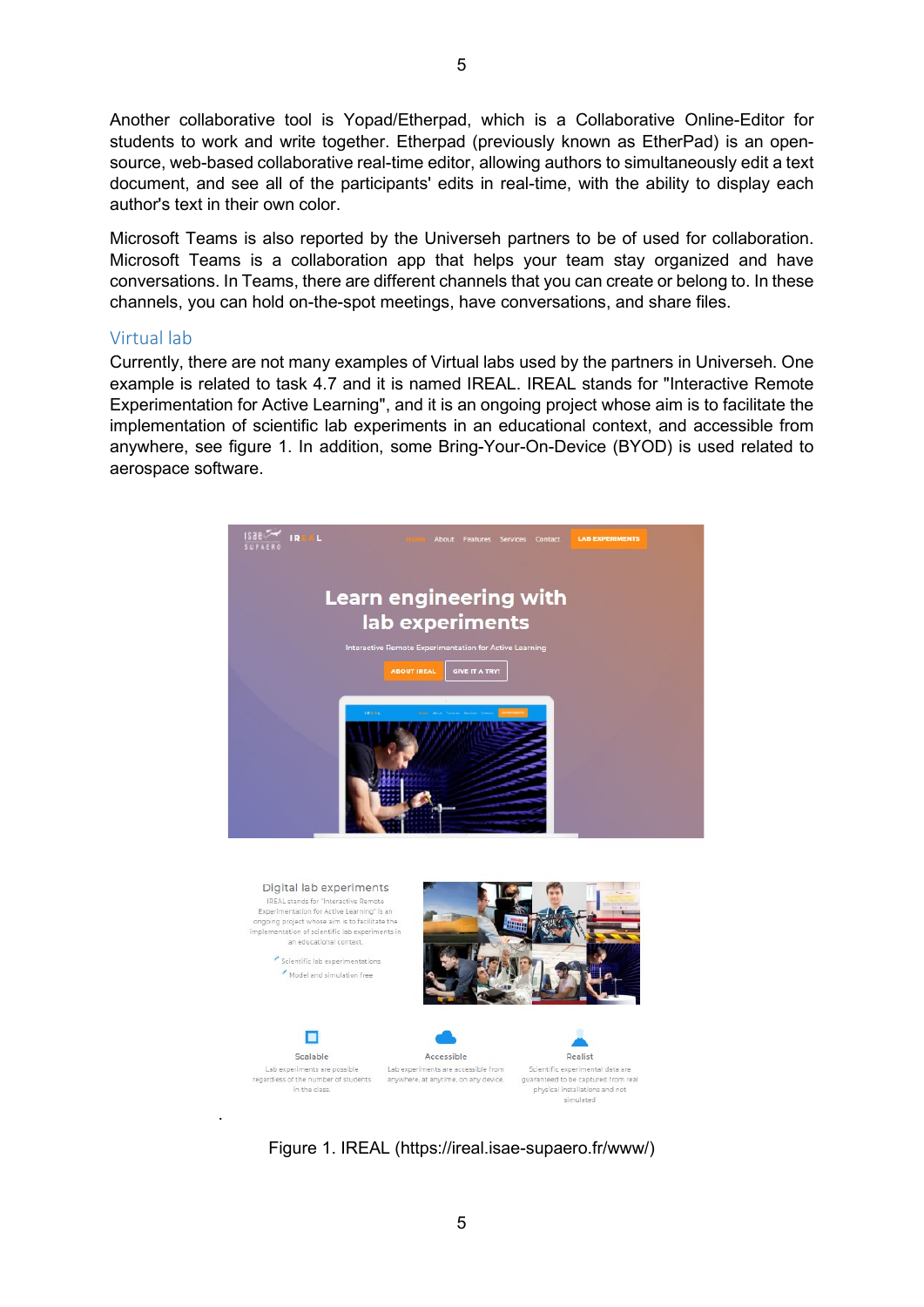Another collaborative tool is Yopad/Etherpad, which is a Collaborative Online-Editor for students to work and write together. Etherpad (previously known as EtherPad) is an open-source, web-based collaborative real-time editor, allowing authors to simultaneously edit a text document, and see all of the participants' edits in real-time, with the ability to display each author's text in their own color.

Microsoft Teams is also reported by the Universeh partners to be of used for collaboration. Microsoft Teams is a collaboration app that helps your team stay organized and have conversations. In Teams, there are different channels that you can create or belong to. In these channels, you can hold on-the-spot meetings, have conversations, and share files.

## Virtual lab

Currently, there are not many examples of Virtual labs used by the partners in Universeh. One example is related to task 4.7 and it is named IREAL. IREAL stands for "Interactive Remote Experimentation for Active Learning", and it is an ongoing project whose aim is to facilitate the implementation of scientific lab experiments in an educational context, and accessible from anywhere, see figure 1. In addition, some Bring-Your-On-Device (BYOD) is used related to aerospace software.

Figure 1. IREAL (https://ireal.isae-supaero.fr/www/)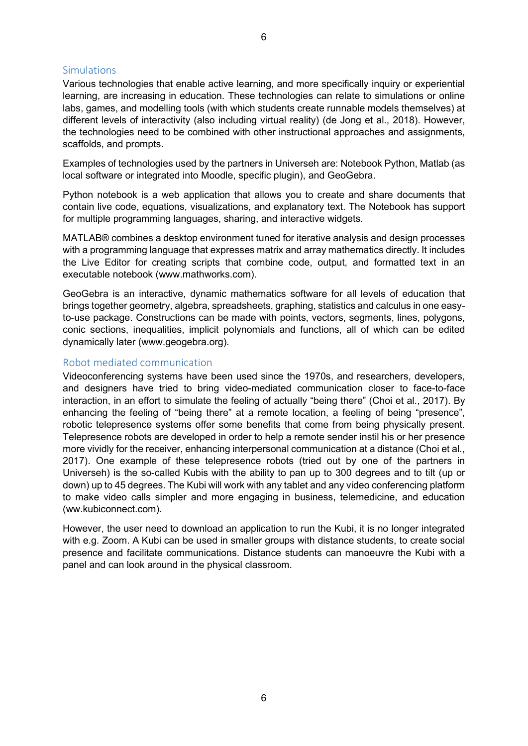## Simulations

Various technologies that enable active learning, and more specifically inquiry or experiential learning, are increasing in education. These technologies can relate to simulations or online labs, games, and modelling tools (with which students create runnable models themselves) at different levels of interactivity (also including virtual reality) (de Jong et al., 2018). However, the technologies need to be combined with other instructional approaches and assignments, scaffolds, and prompts.

Examples of technologies used by the partners in Universeh are: Notebook Python, Matlab (as local software or integrated into Moodle, specific plugin), and GeoGebra.

Python notebook is a web application that allows you to create and share documents that contain live code, equations, visualizations, and explanatory text. The Notebook has support for multiple programming languages, sharing, and interactive widgets.

MATLAB® combines a desktop environment tuned for iterative analysis and design processes with a programming language that expresses matrix and array mathematics directly. It includes the Live Editor for creating scripts that combine code, output, and formatted text in an executable notebook (www.mathworks.com).

GeoGebra is an interactive, dynamic mathematics software for all levels of education that brings together geometry, algebra, spreadsheets, graphing, statistics and calculus in one easy-to-use package. Constructions can be made with points, vectors, segments, lines, polygons, conic sections, inequalities, implicit polynomials and functions, all of which can be edited dynamically later (www.geogebra.org).

## Robot mediated communication

Videoconferencing systems have been used since the 1970s, and researchers, developers, and designers have tried to bring video-mediated communication closer to face-to-face interaction, in an effort to simulate the feeling of actually "being there" (Choi et al., 2017). By enhancing the feeling of "being there" at a remote location, a feeling of being "presence", robotic telepresence systems offer some benefits that come from being physically present. Telepresence robots are developed in order to help a remote sender instil his or her presence more vividly for the receiver, enhancing interpersonal communication at a distance (Choi et al., 2017). One example of these telepresence robots (tried out by one of the partners in Universeh) is the so-called Kubis with the ability to pan up to 300 degrees and to tilt (up or down) up to 45 degrees. The Kubi will work with any tablet and any video conferencing platform to make video calls simpler and more engaging in business, telemedicine, and education (ww.kubiconnect.com).

However, the user need to download an application to run the Kubi, it is no longer integrated with e.g. Zoom. A Kubi can be used in smaller groups with distance students, to create social presence and facilitate communications. Distance students can manoeuvre the Kubi with a panel and can look around in the physical classroom.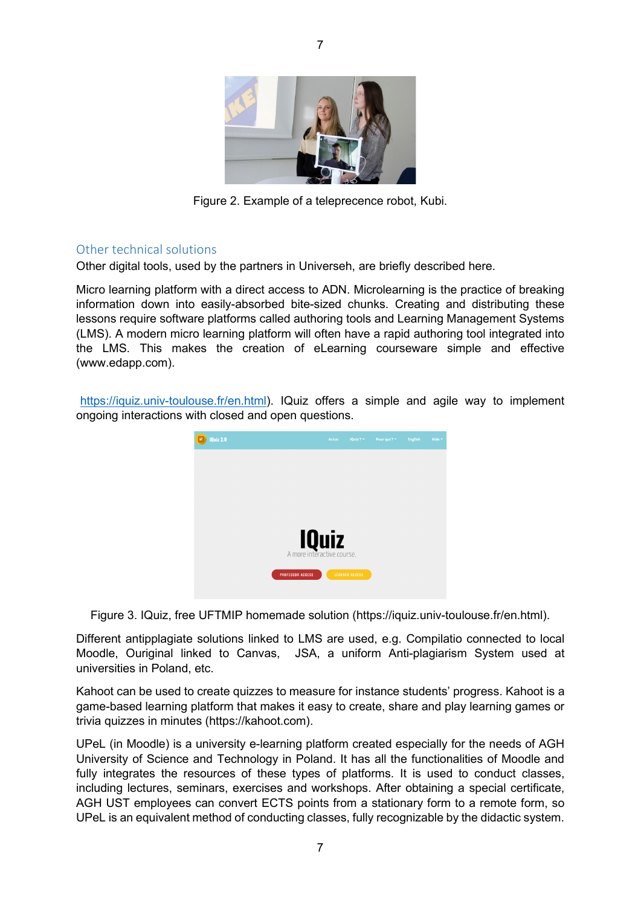Figure 2. Example of a teleprecence robot, Kubi.

## Other technical solutions

Other digital tools, used by the partners in Universeh, are briefly described here.

Micro learning platform with a direct access to ADN. Microlearning is the practice of breaking information down into easily-absorbed bite-sized chunks. Creating and distributing these lessons require software platforms called authoring tools and Learning Management Systems (LMS). A modern micro learning platform will often have a rapid authoring tool integrated into the LMS. This makes the creation of eLearning courseware simple and effective (www.edapp.com).

https://iquiz.univ-toulouse.fr/en.html). IQuiz offers a simple and agile way to implement ongoing interactions with closed and open questions.

Figure 3. IQuiz, free UFTMIP homemade solution (https://iquiz.univ-toulouse.fr/en.html).

Different antipplagiate solutions linked to LMS are used, e.g. Compilatio connected to local Moodle, Ouriginal linked to Canvas, JSA, a uniform Anti-plagiarism System used at universities in Poland, etc.

Kahoot can be used to create quizzes to measure for instance students' progress. Kahoot is a game-based learning platform that makes it easy to create, share and play learning games or trivia quizzes in minutes (https://kahoot.com).

UPeL (in Moodle) is a university e-learning platform created especially for the needs of AGH University of Science and Technology in Poland. It has all the functionalities of Moodle and fully integrates the resources of these types of platforms. It is used to conduct classes, including lectures, seminars, exercises and workshops. After obtaining a special certificate, AGH UST employees can convert ECTS points from a stationary form to a remote form, so UPeL is an equivalent method of conducting classes, fully recognizable by the didactic system.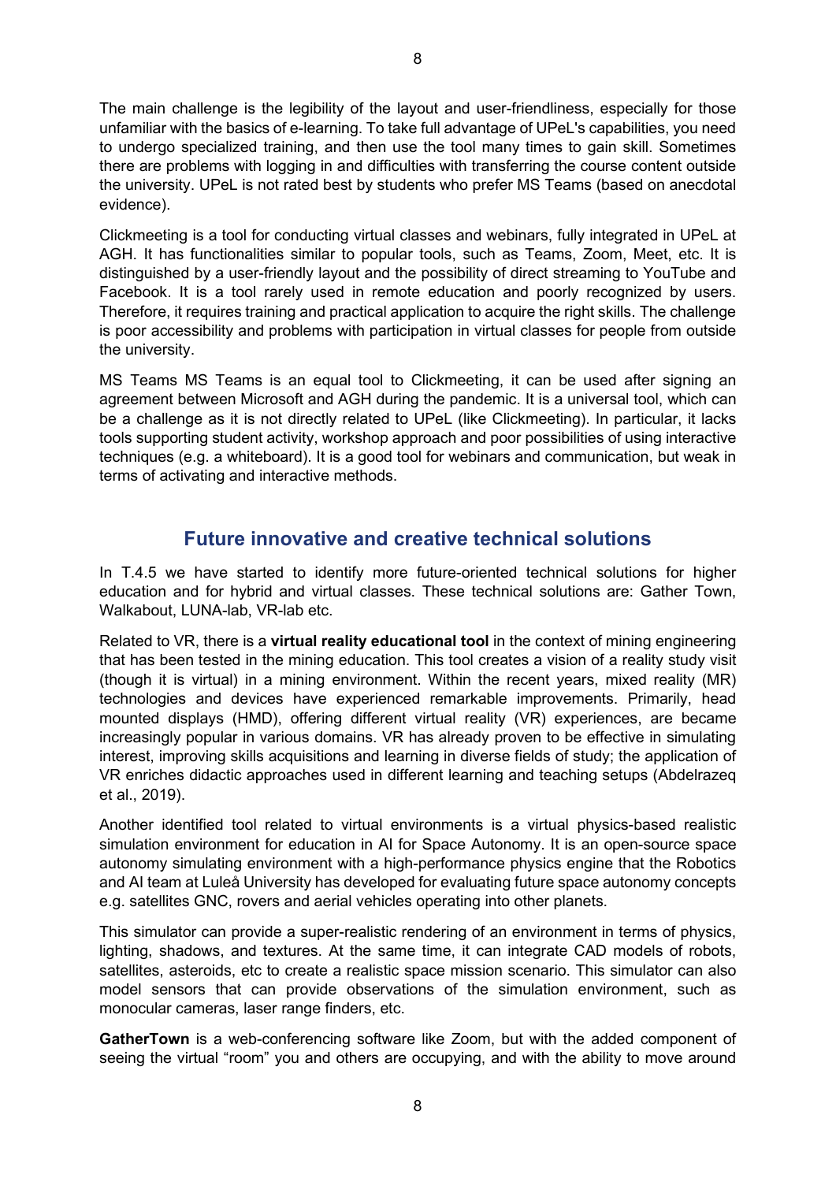The main challenge is the legibility of the layout and user-friendliness, especially for those unfamiliar with the basics of e-learning. To take full advantage of UPeL's capabilities, you need to undergo specialized training, and then use the tool many times to gain skill. Sometimes there are problems with logging in and difficulties with transferring the course content outside the university. UPeL is not rated best by students who prefer MS Teams (based on anecdotal evidence).

Clickmeeting is a tool for conducting virtual classes and webinars, fully integrated in UPeL at AGH. It has functionalities similar to popular tools, such as Teams, Zoom, Meet, etc. It is distinguished by a user-friendly layout and the possibility of direct streaming to YouTube and Facebook. It is a tool rarely used in remote education and poorly recognized by users. Therefore, it requires training and practical application to acquire the right skills. The challenge is poor accessibility and problems with participation in virtual classes for people from outside the university.

MS Teams MS Teams is an equal tool to Clickmeeting, it can be used after signing an agreement between Microsoft and AGH during the pandemic. It is a universal tool, which can be a challenge as it is not directly related to UPeL (like Clickmeeting). In particular, it lacks tools supporting student activity, workshop approach and poor possibilities of using interactive techniques (e.g. a whiteboard). It is a good tool for webinars and communication, but weak in terms of activating and interactive methods.

## Future innovative and creative technical solutions

In T.4.5 we have started to identify more future-oriented technical solutions for higher education and for hybrid and virtual classes. These technical solutions are: Gather Town, Walkabout, LUNA-lab, VR-lab etc.

Related to VR, there is a **virtual reality educational tool** in the context of mining engineering that has been tested in the mining education. This tool creates a vision of a reality study visit (though it is virtual) in a mining environment. Within the recent years, mixed reality (MR) technologies and devices have experienced remarkable improvements. Primarily, head mounted displays (HMD), offering different virtual reality (VR) experiences, are became increasingly popular in various domains. VR has already proven to be effective in simulating interest, improving skills acquisitions and learning in diverse fields of study; the application of VR enriches didactic approaches used in different learning and teaching setups (Abdelrazeq et al., 2019).

Another identified tool related to virtual environments is a virtual physics-based realistic simulation environment for education in AI for Space Autonomy. It is an open-source space autonomy simulating environment with a high-performance physics engine that the Robotics and AI team at Luleå University has developed for evaluating future space autonomy concepts e.g. satellites GNC, rovers and aerial vehicles operating into other planets.

This simulator can provide a super-realistic rendering of an environment in terms of physics, lighting, shadows, and textures. At the same time, it can integrate CAD models of robots, satellites, asteroids, etc to create a realistic space mission scenario. This simulator can also model sensors that can provide observations of the simulation environment, such as monocular cameras, laser range finders, etc.

**GatherTown** is a web-conferencing software like Zoom, but with the added component of seeing the virtual "room" you and others are occupying, and with the ability to move around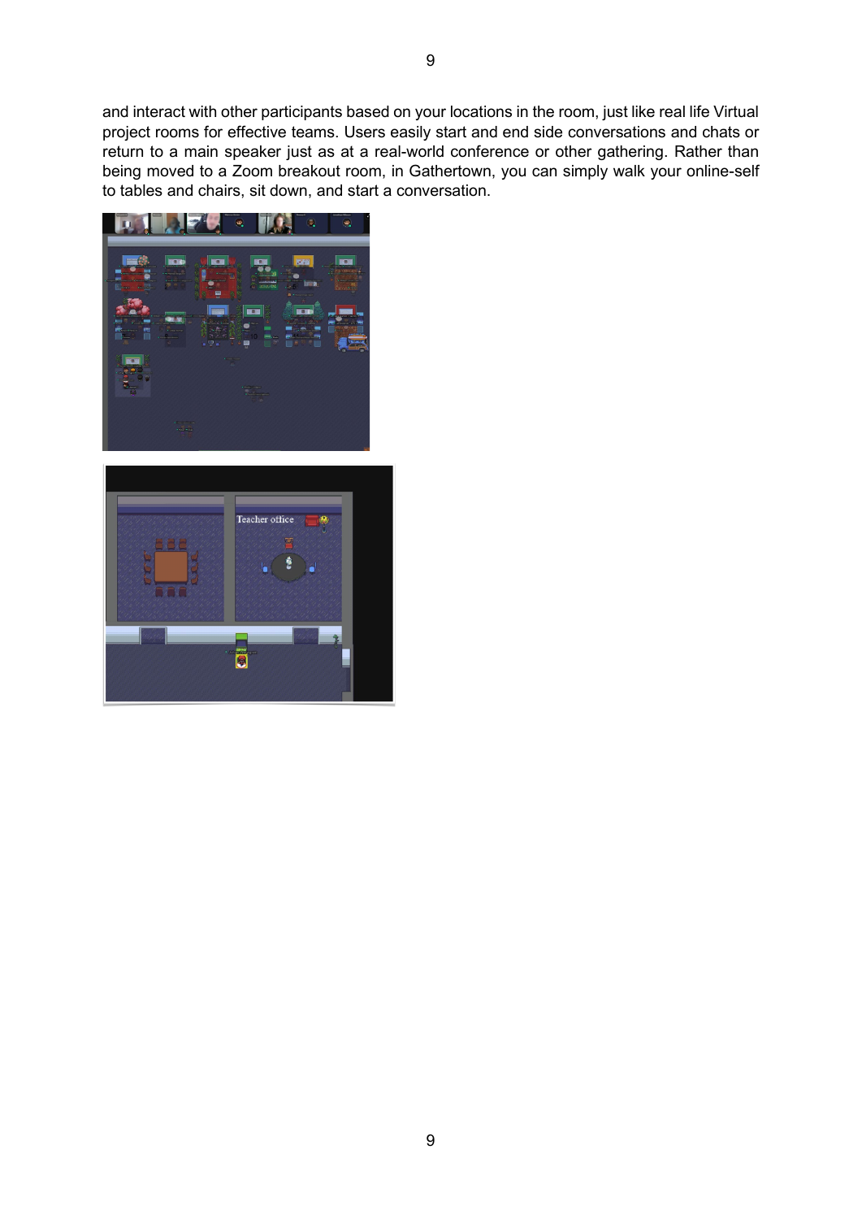and interact with other participants based on your locations in the room, just like real life Virtual project rooms for effective teams. Users easily start and end side conversations and chats or return to a main speaker just as at a real-world conference or other gathering. Rather than being moved to a Zoom breakout room, in Gathertown, you can simply walk your online-self to tables and chairs, sit down, and start a conversation.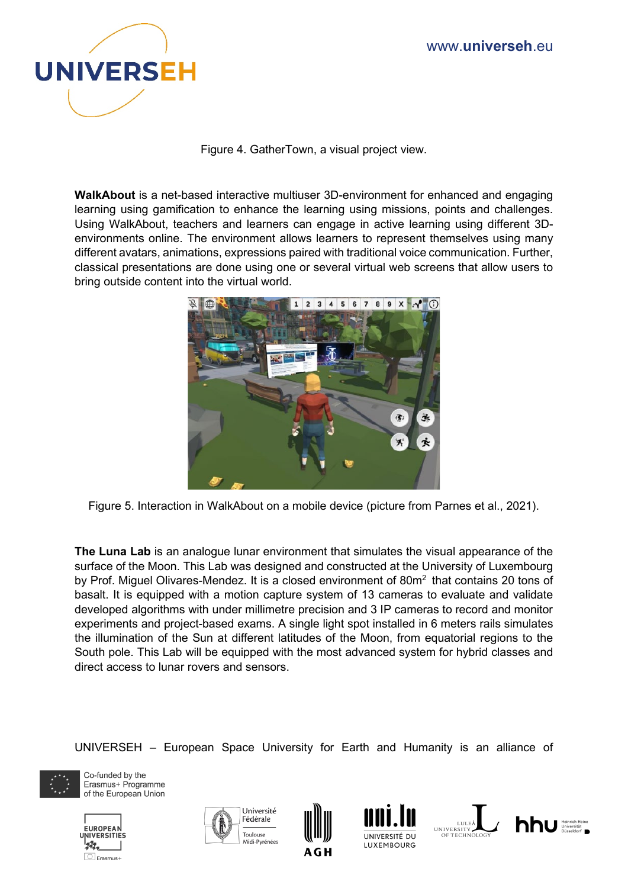Figure 4. GatherTown, a visual project view.

**WalkAbout** is a net-based interactive multiuser 3D-environment for enhanced and engaging learning using gamification to enhance the learning using missions, points and challenges. Using WalkAbout, teachers and learners can engage in active learning using different 3D-environments online. The environment allows learners to represent themselves using many different avatars, animations, expressions paired with traditional voice communication. Further, classical presentations are done using one or several virtual web screens that allow users to bring outside content into the virtual world.

Figure 5. Interaction in WalkAbout on a mobile device (picture from Parnes et al., 2021).

**The Luna Lab** is an analogue lunar environment that simulates the visual appearance of the surface of the Moon. This Lab was designed and constructed at the University of Luxembourg by Prof. Miguel Olivares-Mendez. It is a closed environment of 80m$^2$ that contains 20 tons of basalt. It is equipped with a motion capture system of 13 cameras to evaluate and validate developed algorithms with under millimetre precision and 3 IP cameras to record and monitor experiments and project-based exams. A single light spot installed in 6 meters rails simulates the illumination of the Sun at different latitudes of the Moon, from equatorial regions to the South pole. This Lab will be equipped with the most advanced system for hybrid classes and direct access to lunar rovers and sensors.

UNIVERSEH – European Space University for Earth and Humanity is an alliance of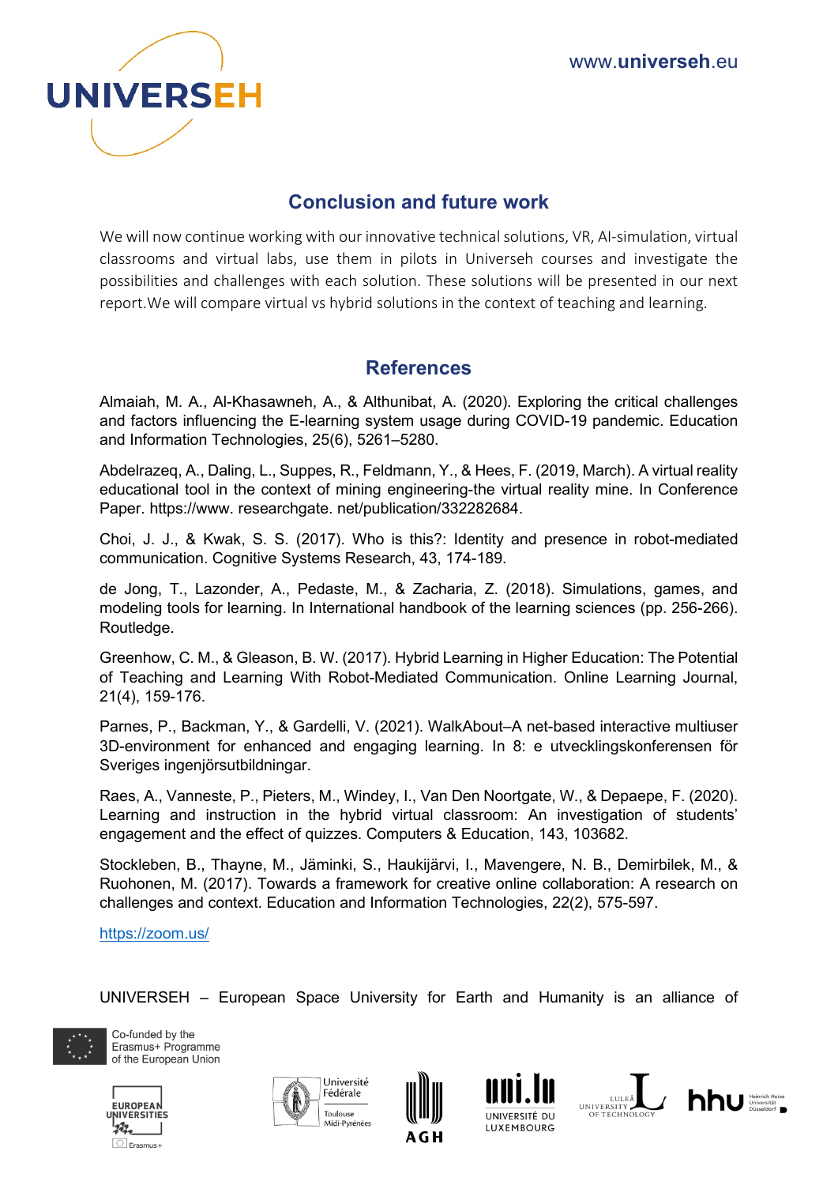## Conclusion and future work

We will now continue working with our innovative technical solutions, VR, AI-simulation, virtual classrooms and virtual labs, use them in pilots in Universeh courses and investigate the possibilities and challenges with each solution. These solutions will be presented in our next report.We will compare virtual vs hybrid solutions in the context of teaching and learning.

## References

Almaiah, M. A., Al-Khasawneh, A., & Althunibat, A. (2020). Exploring the critical challenges and factors influencing the E-learning system usage during COVID-19 pandemic. Education and Information Technologies, 25(6), 5261–5280.

Abdelrazeq, A., Daling, L., Suppes, R., Feldmann, Y., & Hees, F. (2019, March). A virtual reality educational tool in the context of mining engineering-the virtual reality mine. In Conference Paper. https://www. researchgate. net/publication/332282684.

Choi, J. J., & Kwak, S. S. (2017). Who is this?: Identity and presence in robot-mediated communication. Cognitive Systems Research, 43, 174-189.

de Jong, T., Lazonder, A., Pedaste, M., & Zacharia, Z. (2018). Simulations, games, and modeling tools for learning. In International handbook of the learning sciences (pp. 256-266). Routledge.

Greenhow, C. M., & Gleason, B. W. (2017). Hybrid Learning in Higher Education: The Potential of Teaching and Learning With Robot-Mediated Communication. Online Learning Journal, 21(4), 159-176.

Parnes, P., Backman, Y., & Gardelli, V. (2021). WalkAbout–A net-based interactive multiuser 3D-environment for enhanced and engaging learning. In 8: e utvecklingskonferensen för Sveriges ingenjörsutbildningar.

Raes, A., Vanneste, P., Pieters, M., Windey, I., Van Den Noortgate, W., & Depaepe, F. (2020). Learning and instruction in the hybrid virtual classroom: An investigation of students' engagement and the effect of quizzes. Computers & Education, 143, 103682.

Stockleben, B., Thayne, M., Jäminki, S., Haukijärvi, I., Mavengere, N. B., Demirbilek, M., & Ruohonen, M. (2017). Towards a framework for creative online collaboration: A research on challenges and context. Education and Information Technologies, 22(2), 575-597.

https://zoom.us/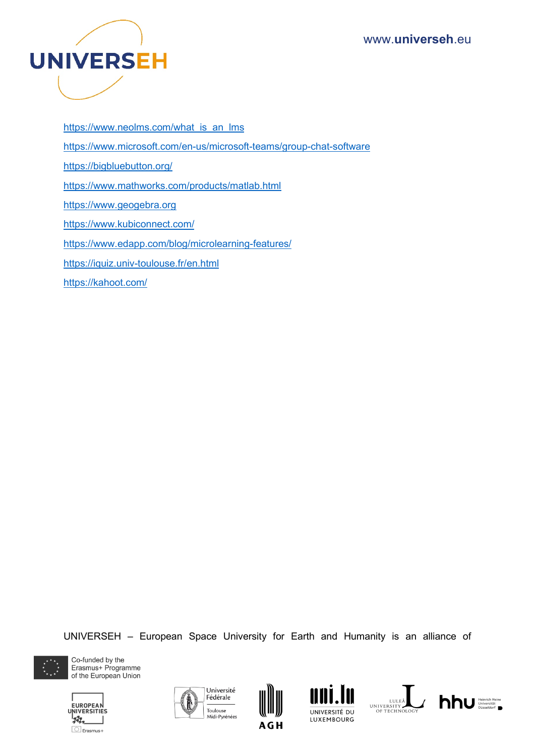https://www.neolms.com/what_is_an_lms

https://www.microsoft.com/en-us/microsoft-teams/group-chat-software

https://bigbluebutton.org/

https://www.mathworks.com/products/matlab.html

https://www.geogebra.org

https://www.kubiconnect.com/

https://www.edapp.com/blog/microlearning-features/

https://iquiz.univ-toulouse.fr/en.html

https://kahoot.com/